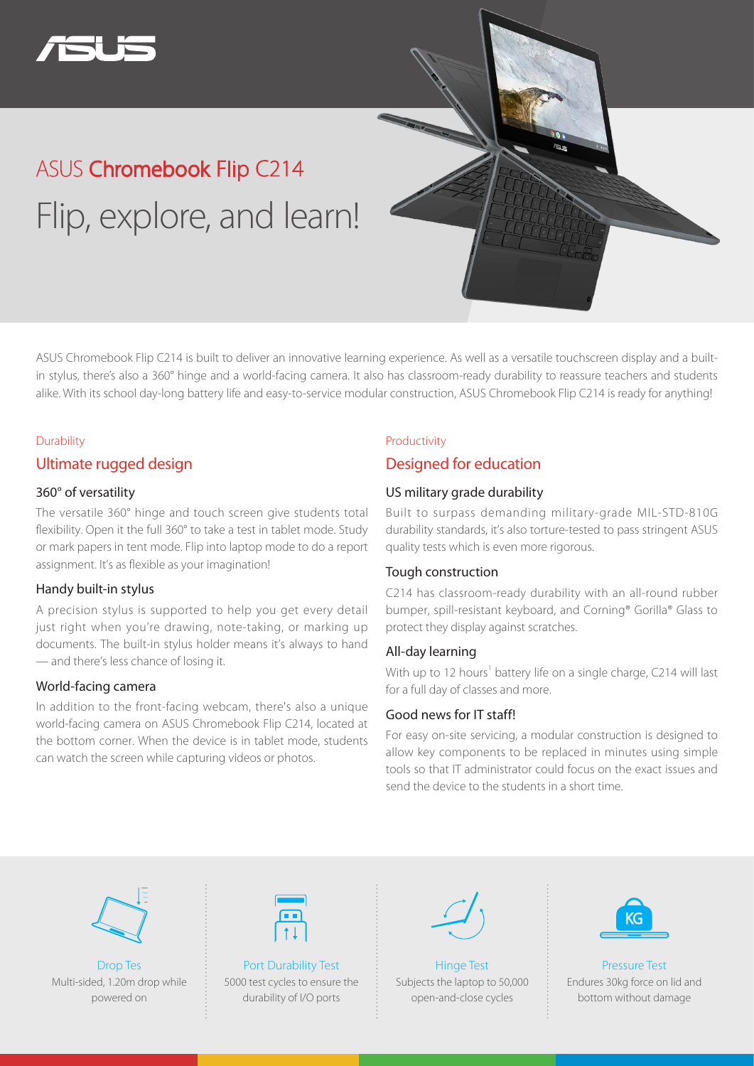ASUS

# ASUS Chromebook Flip C214

## Flip, explore, and learn!

ASUS Chromebook Flip C214 is built to deliver an innovative learning experience. As well as a versatile touchscreen display and a built-in stylus, there's also a 360° hinge and a world-facing camera. It also has classroom-ready durability to reassure teachers and students alike. With its school day-long battery life and easy-to-service modular construction, ASUS Chromebook Flip C214 is ready for anything!

Durability

## Ultimate rugged design

### 360° of versatility

The versatile 360° hinge and touch screen give students total flexibility. Open it the full 360° to take a test in tablet mode. Study or mark papers in tent mode. Flip into laptop mode to do a report assignment. It's as flexible as your imagination!

### Handy built-in stylus

A precision stylus is supported to help you get every detail just right when you're drawing, note-taking, or marking up documents. The built-in stylus holder means it's always to hand — and there's less chance of losing it.

### World-facing camera

In addition to the front-facing webcam, there's also a unique world-facing camera on ASUS Chromebook Flip C214, located at the bottom corner. When the device is in tablet mode, students can watch the screen while capturing videos or photos.

Productivity

## Designed for education

### US military grade durability

Built to surpass demanding military-grade MIL-STD-810G durability standards, it's also torture-tested to pass stringent ASUS quality tests which is even more rigorous.

### Tough construction

C214 has classroom-ready durability with an all-round rubber bumper, spill-resistant keyboard, and Corning® Gorilla® Glass to protect they display against scratches.

### All-day learning

With up to 12 hours[1] battery life on a single charge, C214 will last for a full day of classes and more.

### Good news for IT staff!

For easy on-site servicing, a modular construction is designed to allow key components to be replaced in minutes using simple tools so that IT administrator could focus on the exact issues and send the device to the students in a short time.

**Drop Tes**
Multi-sided, 1.20m drop while powered on

**Port Durability Test**
5000 test cycles to ensure the durability of I/O ports

**Hinge Test**
Subjects the laptop to 50,000 open-and-close cycles

**Pressure Test**
Endures 30kg force on lid and bottom without damage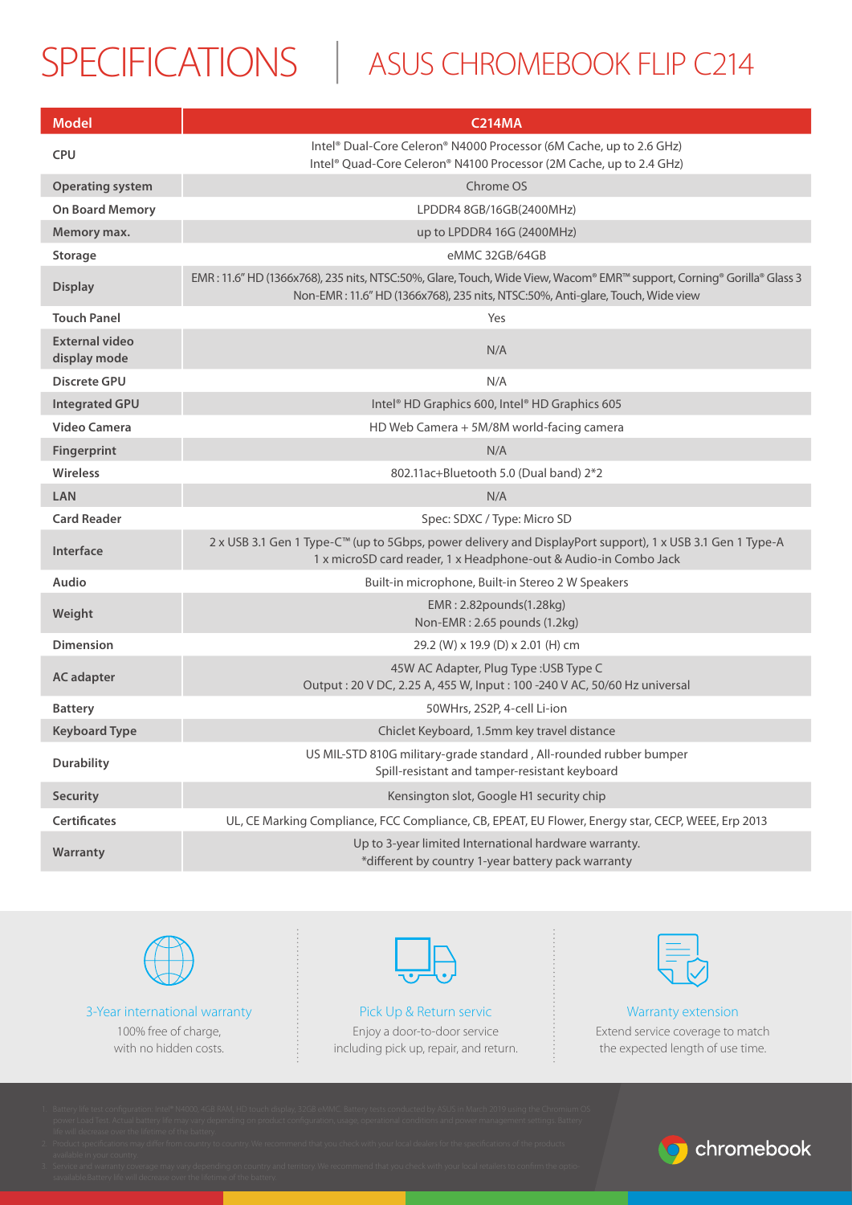# SPECIFICATIONS | ASUS CHROMEBOOK FLIP C214

| Model | C214MA |
|---|---|
| CPU | Intel® Dual-Core Celeron® N4000 Processor (6M Cache, up to 2.6 GHz)<br>Intel® Quad-Core Celeron® N4100 Processor (2M Cache, up to 2.4 GHz) |
| Operating system | Chrome OS |
| On Board Memory | LPDDR4 8GB/16GB(2400MHz) |
| Memory max. | up to LPDDR4 16G (2400MHz) |
| Storage | eMMC 32GB/64GB |
| Display | EMR : 11.6" HD (1366x768), 235 nits, NTSC:50%, Glare, Touch, Wide View, Wacom® EMR™ support, Corning® Gorilla® Glass 3<br>Non-EMR : 11.6" HD (1366x768), 235 nits, NTSC:50%, Anti-glare, Touch, Wide view |
| Touch Panel | Yes |
| External video display mode | N/A |
| Discrete GPU | N/A |
| Integrated GPU | Intel® HD Graphics 600, Intel® HD Graphics 605 |
| Video Camera | HD Web Camera + 5M/8M world-facing camera |
| Fingerprint | N/A |
| Wireless | 802.11ac+Bluetooth 5.0 (Dual band) 2*2 |
| LAN | N/A |
| Card Reader | Spec: SDXC / Type: Micro SD |
| Interface | 2 x USB 3.1 Gen 1 Type-C™ (up to 5Gbps, power delivery and DisplayPort support), 1 x USB 3.1 Gen 1 Type-A<br>1 x microSD card reader, 1 x Headphone-out & Audio-in Combo Jack |
| Audio | Built-in microphone, Built-in Stereo 2 W Speakers |
| Weight | EMR : 2.82pounds(1.28kg)<br>Non-EMR : 2.65 pounds (1.2kg) |
| Dimension | 29.2 (W) x 19.9 (D) x 2.01 (H) cm |
| AC adapter | 45W AC Adapter, Plug Type :USB Type C<br>Output : 20 V DC, 2.25 A, 455 W, Input : 100 -240 V AC, 50/60 Hz universal |
| Battery | 50WHrs, 2S2P, 4-cell Li-ion |
| Keyboard Type | Chiclet Keyboard, 1.5mm key travel distance |
| Durability | US MIL-STD 810G military-grade standard , All-rounded rubber bumper<br>Spill-resistant and tamper-resistant keyboard |
| Security | Kensington slot, Google H1 security chip |
| Certificates | UL, CE Marking Compliance, FCC Compliance, CB, EPEAT, EU Flower, Energy star, CECP, WEEE, Erp 2013 |
| Warranty | Up to 3-year limited International hardware warranty.<br>*different by country 1-year battery pack warranty |

**3-Year international warranty**
100% free of charge,
with no hidden costs.

**Pick Up & Return servic**
Enjoy a door-to-door service
including pick up, repair, and return.

**Warranty extension**
Extend service coverage to match
the expected length of use time.

1 Battery life test configuration: Intel® N4000, 4GB RAM, HD touch display, 32GB eMMC. Battery tests conducted by ASUS in March 2019 using the Chromium OS power Load Test. Actual battery life may vary depending on product configuration, usage, operational conditions and power management settings. Battery life will decrease over the lifetime of the battery.
2 Product specifications may differ from country to country. We recommend that you check with your local dealers for the specifications of the products available in your country.
3 Service and warranty coverage may vary depending on country and territory. We recommend that you check with your local retailers to confirm the options available. Battery life will decrease over the lifetime of the battery.

chromebook